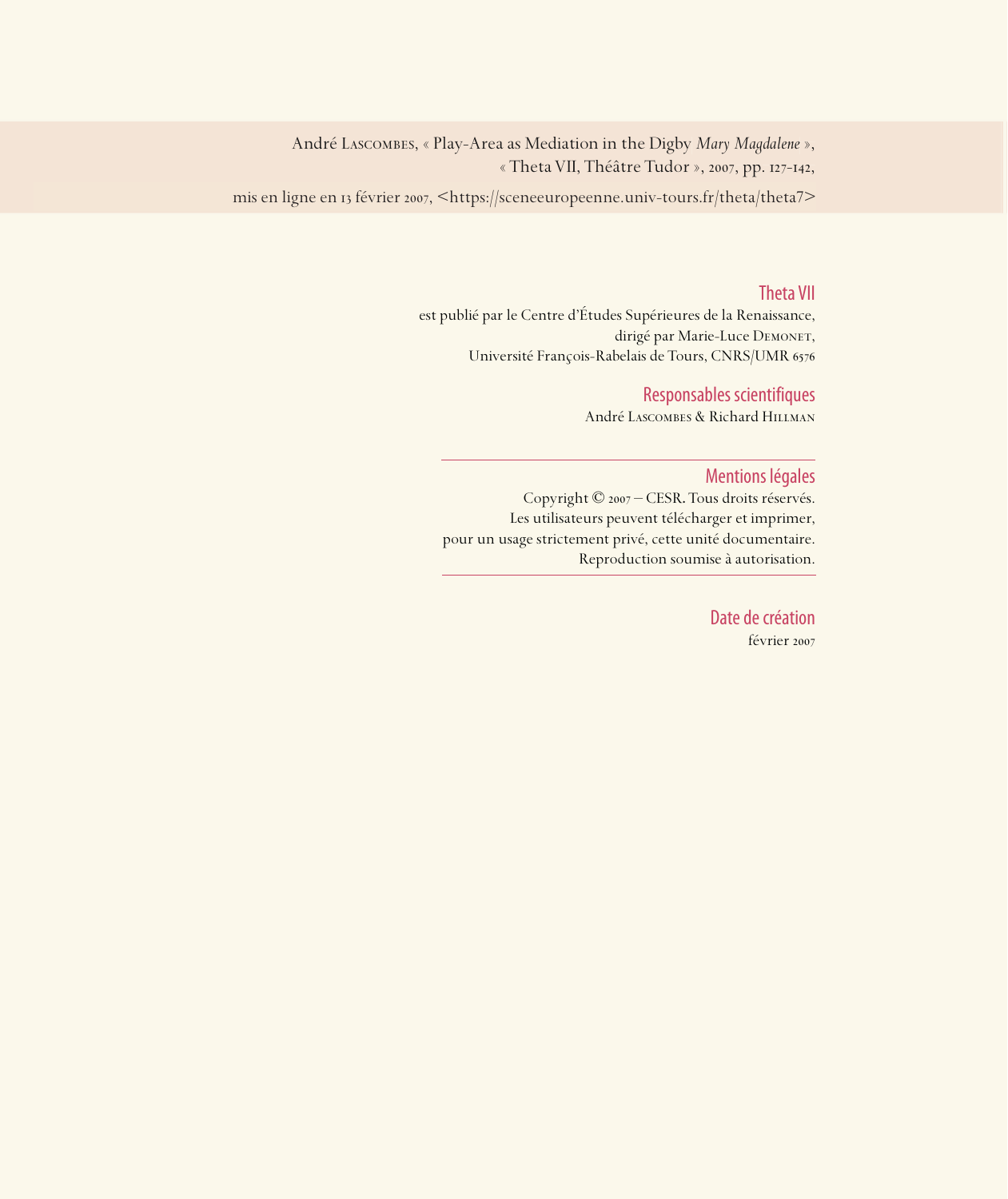André Lascombes, « Play-Area as Mediation in the Digby *Mary Magdalene* »,
« Theta VII, Théâtre Tudor », 2007, pp. 127-142,

mis en ligne en 13 février 2007, <https://sceneeuropeenne.univ-tours.fr/theta/theta7>

## Theta VII

est publié par le Centre d'Études Supérieures de la Renaissance,
dirigé par Marie-Luce Demonet,
Université François-Rabelais de Tours, CNRS/UMR 6576

## Responsables scientifiques

André Lascombes & Richard Hillman

---

## Mentions légales

Copyright © 2007 – CESR. Tous droits réservés.
Les utilisateurs peuvent télécharger et imprimer,
pour un usage strictement privé, cette unité documentaire.
Reproduction soumise à autorisation.

---

## Date de création

février 2007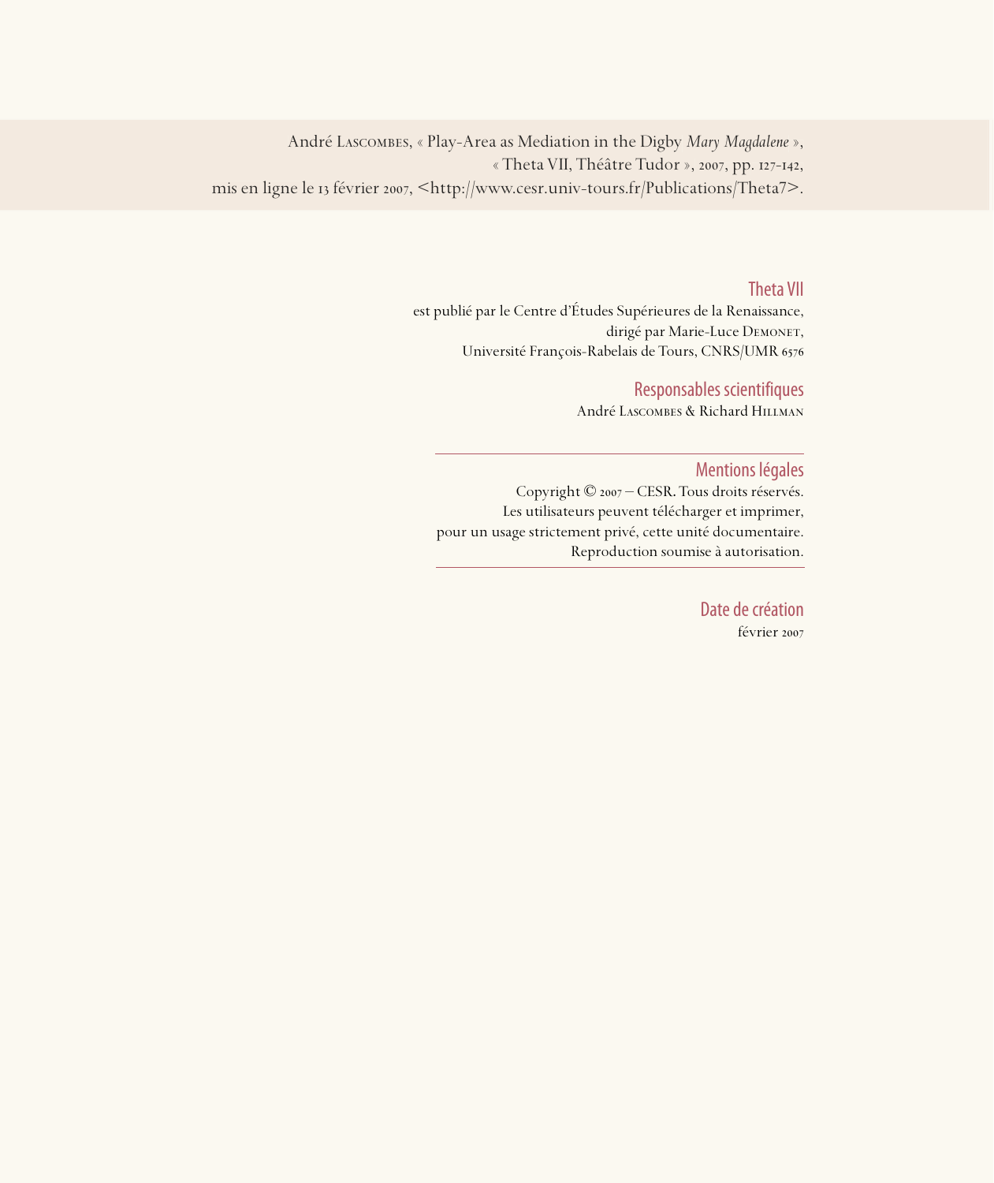André Lascombes, « Play-Area as Mediation in the Digby *Mary Magdalene* »,
« Theta VII, Théâtre Tudor », 2007, pp. 127-142,
mis en ligne le 13 février 2007, <http://www.cesr.univ-tours.fr/Publications/Theta7>.

### Theta VII

est publié par le Centre d'Études Supérieures de la Renaissance,
dirigé par Marie-Luce Demonet,
Université François-Rabelais de Tours, CNRS/UMR 6576

### Responsables scientifiques

André Lascombes & Richard Hillman

---

### Mentions légales

Copyright © 2007 – CESR. Tous droits réservés.
Les utilisateurs peuvent télécharger et imprimer,
pour un usage strictement privé, cette unité documentaire.
Reproduction soumise à autorisation.

---

### Date de création

février 2007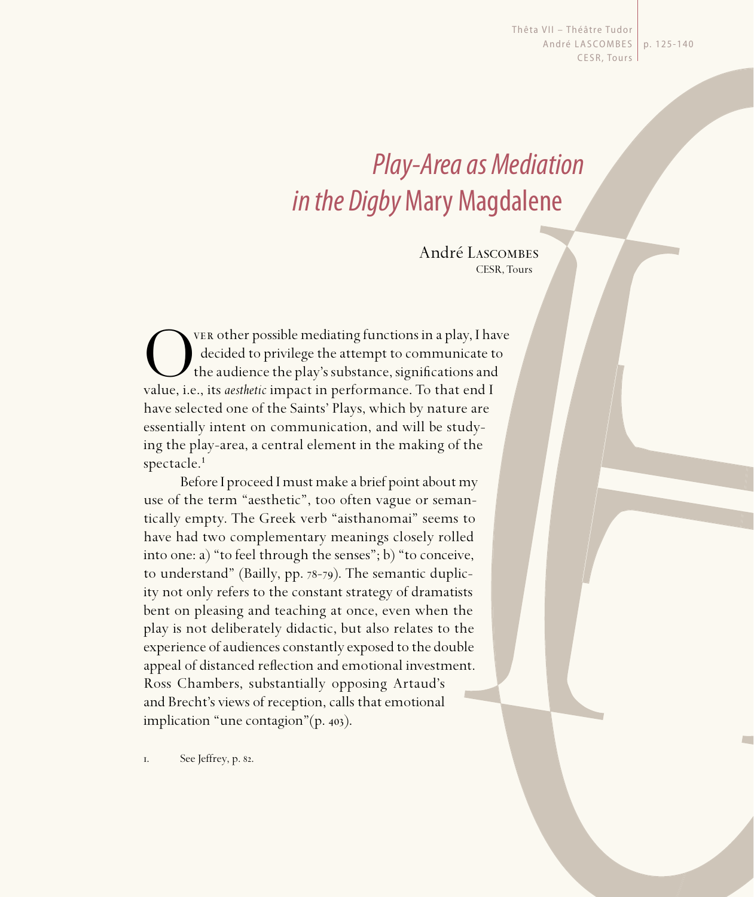# *Play-Area as Mediation in the Digby* Mary Magdalene

André Lascombes
CESR, Tours

Over other possible mediating functions in a play, I have decided to privilege the attempt to communicate to the audience the play's substance, significations and value, i.e., its *aesthetic* impact in performance. To that end I have selected one of the Saints' Plays, which by nature are essentially intent on communication, and will be studying the play-area, a central element in the making of the spectacle.[1]

Before I proceed I must make a brief point about my use of the term "aesthetic", too often vague or semantically empty. The Greek verb "aisthanomai" seems to have had two complementary meanings closely rolled into one: a) "to feel through the senses"; b) "to conceive, to understand" (Bailly, pp. 78-79). The semantic duplicity not only refers to the constant strategy of dramatists bent on pleasing and teaching at once, even when the play is not deliberately didactic, but also relates to the experience of audiences constantly exposed to the double appeal of distanced reflection and emotional investment. Ross Chambers, substantially opposing Artaud's and Brecht's views of reception, calls that emotional implication "une contagion"(p. 403).

1. See Jeffrey, p. 82.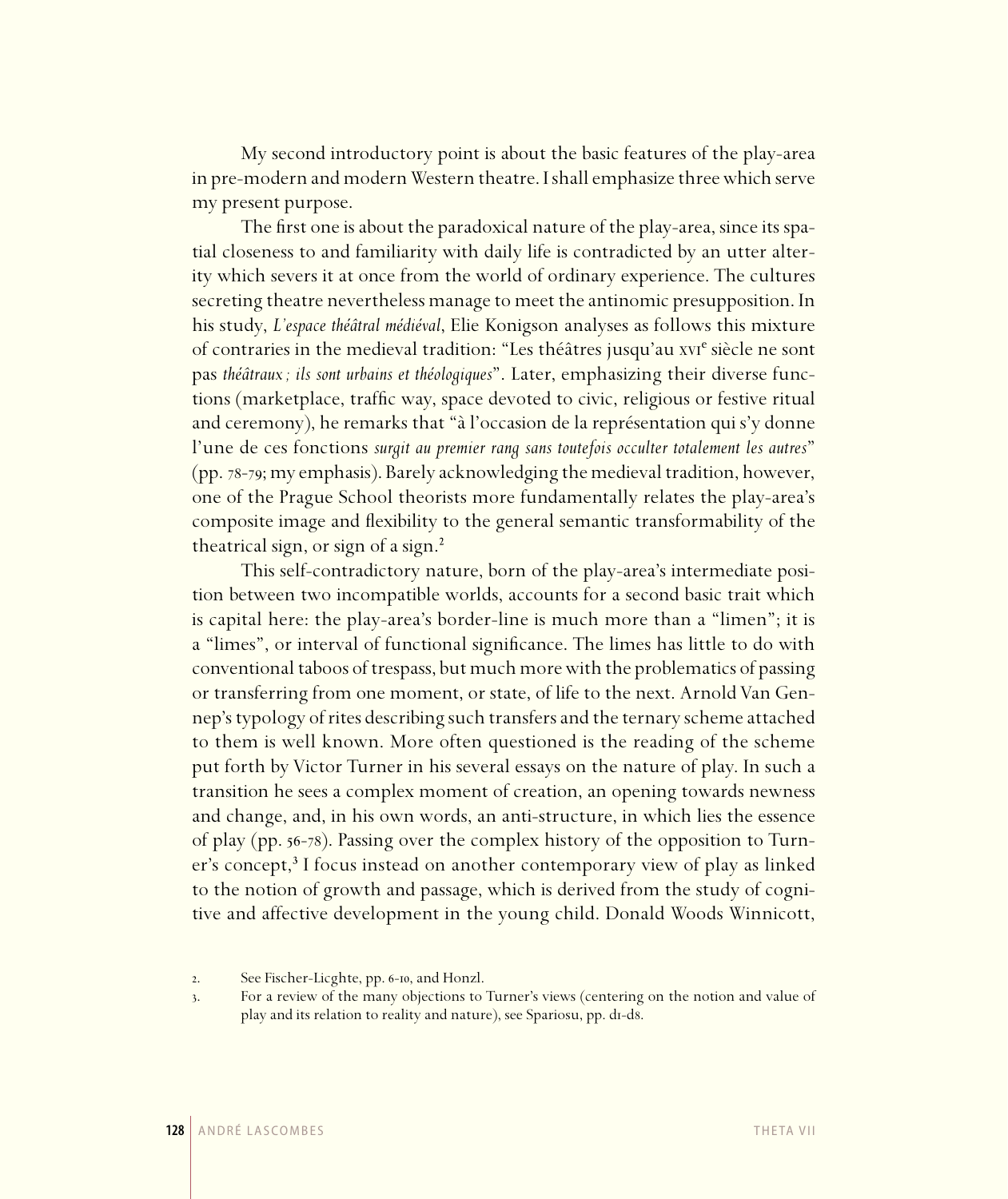My second introductory point is about the basic features of the play-area in pre-modern and modern Western theatre. I shall emphasize three which serve my present purpose.

The first one is about the paradoxical nature of the play-area, since its spatial closeness to and familiarity with daily life is contradicted by an utter alterity which severs it at once from the world of ordinary experience. The cultures secreting theatre nevertheless manage to meet the antinomic presupposition. In his study, *L'espace théâtral médiéval*, Elie Konigson analyses as follows this mixture of contraries in the medieval tradition: "Les théâtres jusqu'au XVI[e] siècle ne sont pas *théâtraux ; ils sont urbains et théologiques*". Later, emphasizing their diverse functions (marketplace, traffic way, space devoted to civic, religious or festive ritual and ceremony), he remarks that "à l'occasion de la représentation qui s'y donne l'une de ces fonctions *surgit au premier rang sans toutefois occulter totalement les autres*" (pp. 78-79; my emphasis). Barely acknowledging the medieval tradition, however, one of the Prague School theorists more fundamentally relates the play-area's composite image and flexibility to the general semantic transformability of the theatrical sign, or sign of a sign.[2]

This self-contradictory nature, born of the play-area's intermediate position between two incompatible worlds, accounts for a second basic trait which is capital here: the play-area's border-line is much more than a "limen"; it is a "limes", or interval of functional significance. The limes has little to do with conventional taboos of trespass, but much more with the problematics of passing or transferring from one moment, or state, of life to the next. Arnold Van Gennep's typology of rites describing such transfers and the ternary scheme attached to them is well known. More often questioned is the reading of the scheme put forth by Victor Turner in his several essays on the nature of play. In such a transition he sees a complex moment of creation, an opening towards newness and change, and, in his own words, an anti-structure, in which lies the essence of play (pp. 56-78). Passing over the complex history of the opposition to Turner's concept,[3] I focus instead on another contemporary view of play as linked to the notion of growth and passage, which is derived from the study of cognitive and affective development in the young child. Donald Woods Winnicott,

2. See Fischer-Licghte, pp. 6-10, and Honzl.

3. For a review of the many objections to Turner's views (centering on the notion and value of play and its relation to reality and nature), see Spariosu, pp. d1-d8.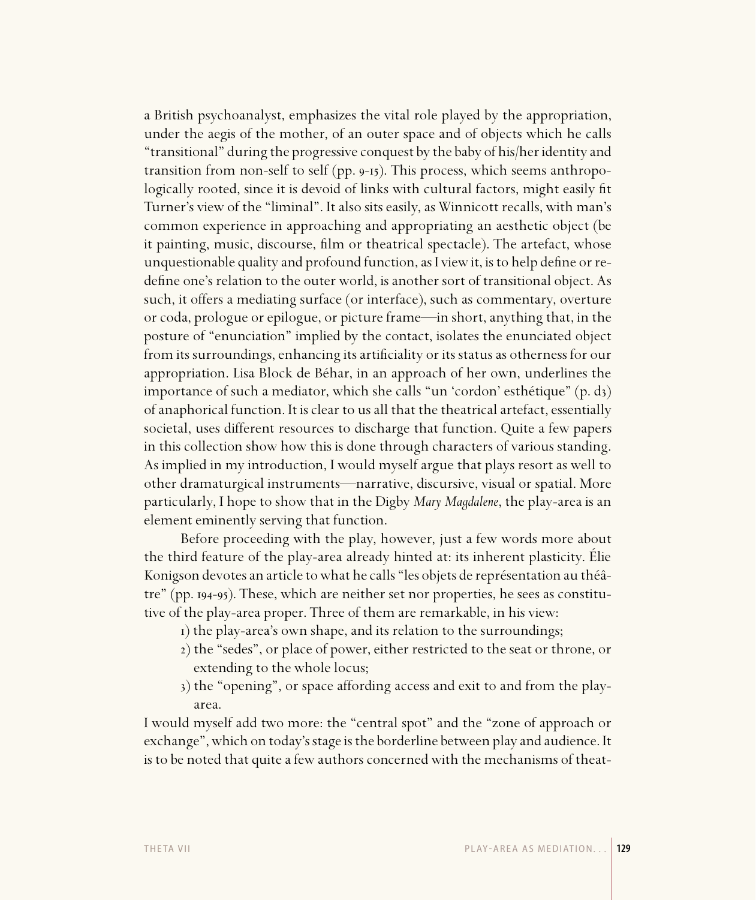a British psychoanalyst, emphasizes the vital role played by the appropriation, under the aegis of the mother, of an outer space and of objects which he calls "transitional" during the progressive conquest by the baby of his/her identity and transition from non-self to self (pp. 9-15). This process, which seems anthropologically rooted, since it is devoid of links with cultural factors, might easily fit Turner's view of the "liminal". It also sits easily, as Winnicott recalls, with man's common experience in approaching and appropriating an aesthetic object (be it painting, music, discourse, film or theatrical spectacle). The artefact, whose unquestionable quality and profound function, as I view it, is to help define or redefine one's relation to the outer world, is another sort of transitional object. As such, it offers a mediating surface (or interface), such as commentary, overture or coda, prologue or epilogue, or picture frame—in short, anything that, in the posture of "enunciation" implied by the contact, isolates the enunciated object from its surroundings, enhancing its artificiality or its status as otherness for our appropriation. Lisa Block de Béhar, in an approach of her own, underlines the importance of such a mediator, which she calls "un 'cordon' esthétique" (p. d3) of anaphorical function. It is clear to us all that the theatrical artefact, essentially societal, uses different resources to discharge that function. Quite a few papers in this collection show how this is done through characters of various standing. As implied in my introduction, I would myself argue that plays resort as well to other dramaturgical instruments—narrative, discursive, visual or spatial. More particularly, I hope to show that in the Digby *Mary Magdalene*, the play-area is an element eminently serving that function.

Before proceeding with the play, however, just a few words more about the third feature of the play-area already hinted at: its inherent plasticity. Élie Konigson devotes an article to what he calls "les objets de représentation au théâtre" (pp. 194-95). These, which are neither set nor properties, he sees as constitutive of the play-area proper. Three of them are remarkable, in his view:

1) the play-area's own shape, and its relation to the surroundings;
2) the "sedes", or place of power, either restricted to the seat or throne, or extending to the whole locus;
3) the "opening", or space affording access and exit to and from the play-area.

I would myself add two more: the "central spot" and the "zone of approach or exchange", which on today's stage is the borderline between play and audience. It is to be noted that quite a few authors concerned with the mechanisms of theat-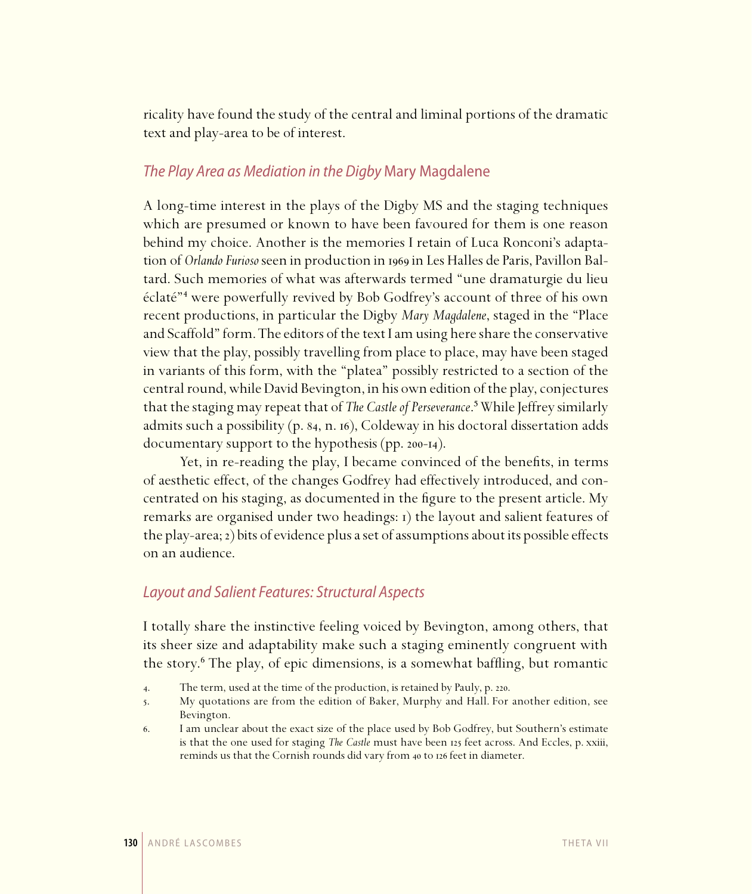ricality have found the study of the central and liminal portions of the dramatic text and play-area to be of interest.

## *The Play Area as Mediation in the Digby* Mary Magdalene

A long-time interest in the plays of the Digby MS and the staging techniques which are presumed or known to have been favoured for them is one reason behind my choice. Another is the memories I retain of Luca Ronconi's adaptation of *Orlando Furioso* seen in production in 1969 in Les Halles de Paris, Pavillon Baltard. Such memories of what was afterwards termed "une dramaturgie du lieu éclaté"[4] were powerfully revived by Bob Godfrey's account of three of his own recent productions, in particular the Digby *Mary Magdalene*, staged in the "Place and Scaffold" form. The editors of the text I am using here share the conservative view that the play, possibly travelling from place to place, may have been staged in variants of this form, with the "platea" possibly restricted to a section of the central round, while David Bevington, in his own edition of the play, conjectures that the staging may repeat that of *The Castle of Perseverance*.[5] While Jeffrey similarly admits such a possibility (p. 84, n. 16), Coldeway in his doctoral dissertation adds documentary support to the hypothesis (pp. 200-14).

Yet, in re-reading the play, I became convinced of the benefits, in terms of aesthetic effect, of the changes Godfrey had effectively introduced, and concentrated on his staging, as documented in the figure to the present article. My remarks are organised under two headings: 1) the layout and salient features of the play-area; 2) bits of evidence plus a set of assumptions about its possible effects on an audience.

## *Layout and Salient Features: Structural Aspects*

I totally share the instinctive feeling voiced by Bevington, among others, that its sheer size and adaptability make such a staging eminently congruent with the story.[6] The play, of epic dimensions, is a somewhat baffling, but romantic

4. The term, used at the time of the production, is retained by Pauly, p. 220.
5. My quotations are from the edition of Baker, Murphy and Hall. For another edition, see Bevington.
6. I am unclear about the exact size of the place used by Bob Godfrey, but Southern's estimate is that the one used for staging *The Castle* must have been 125 feet across. And Eccles, p. xxiii, reminds us that the Cornish rounds did vary from 40 to 126 feet in diameter.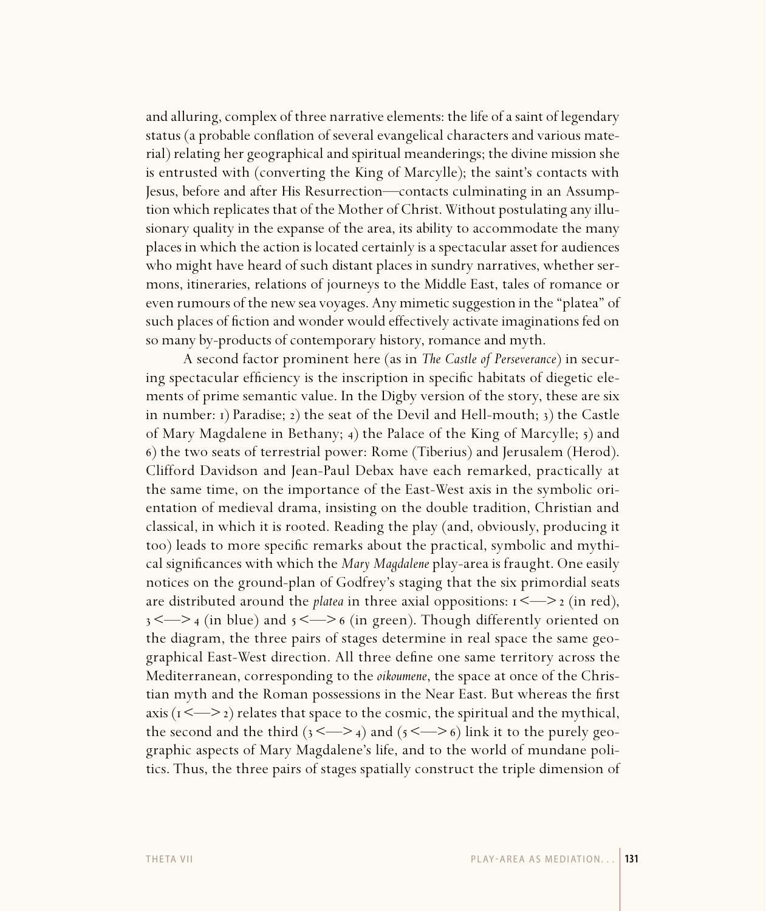and alluring, complex of three narrative elements: the life of a saint of legendary status (a probable conflation of several evangelical characters and various material) relating her geographical and spiritual meanderings; the divine mission she is entrusted with (converting the King of Marcylle); the saint's contacts with Jesus, before and after His Resurrection—contacts culminating in an Assumption which replicates that of the Mother of Christ. Without postulating any illusionary quality in the expanse of the area, its ability to accommodate the many places in which the action is located certainly is a spectacular asset for audiences who might have heard of such distant places in sundry narratives, whether sermons, itineraries, relations of journeys to the Middle East, tales of romance or even rumours of the new sea voyages. Any mimetic suggestion in the "platea" of such places of fiction and wonder would effectively activate imaginations fed on so many by-products of contemporary history, romance and myth.

A second factor prominent here (as in *The Castle of Perseverance*) in securing spectacular efficiency is the inscription in specific habitats of diegetic elements of prime semantic value. In the Digby version of the story, these are six in number: 1) Paradise; 2) the seat of the Devil and Hell-mouth; 3) the Castle of Mary Magdalene in Bethany; 4) the Palace of the King of Marcylle; 5) and 6) the two seats of terrestrial power: Rome (Tiberius) and Jerusalem (Herod). Clifford Davidson and Jean-Paul Debax have each remarked, practically at the same time, on the importance of the East-West axis in the symbolic orientation of medieval drama, insisting on the double tradition, Christian and classical, in which it is rooted. Reading the play (and, obviously, producing it too) leads to more specific remarks about the practical, symbolic and mythical significances with which the *Mary Magdalene* play-area is fraught. One easily notices on the ground-plan of Godfrey's staging that the six primordial seats are distributed around the *platea* in three axial oppositions: 1 <—> 2 (in red), 3 <—> 4 (in blue) and 5 <—> 6 (in green). Though differently oriented on the diagram, the three pairs of stages determine in real space the same geographical East-West direction. All three define one same territory across the Mediterranean, corresponding to the *oikoumene*, the space at once of the Christian myth and the Roman possessions in the Near East. But whereas the first axis (1 <—> 2) relates that space to the cosmic, the spiritual and the mythical, the second and the third (3 <—> 4) and (5 <—> 6) link it to the purely geographic aspects of Mary Magdalene's life, and to the world of mundane politics. Thus, the three pairs of stages spatially construct the triple dimension of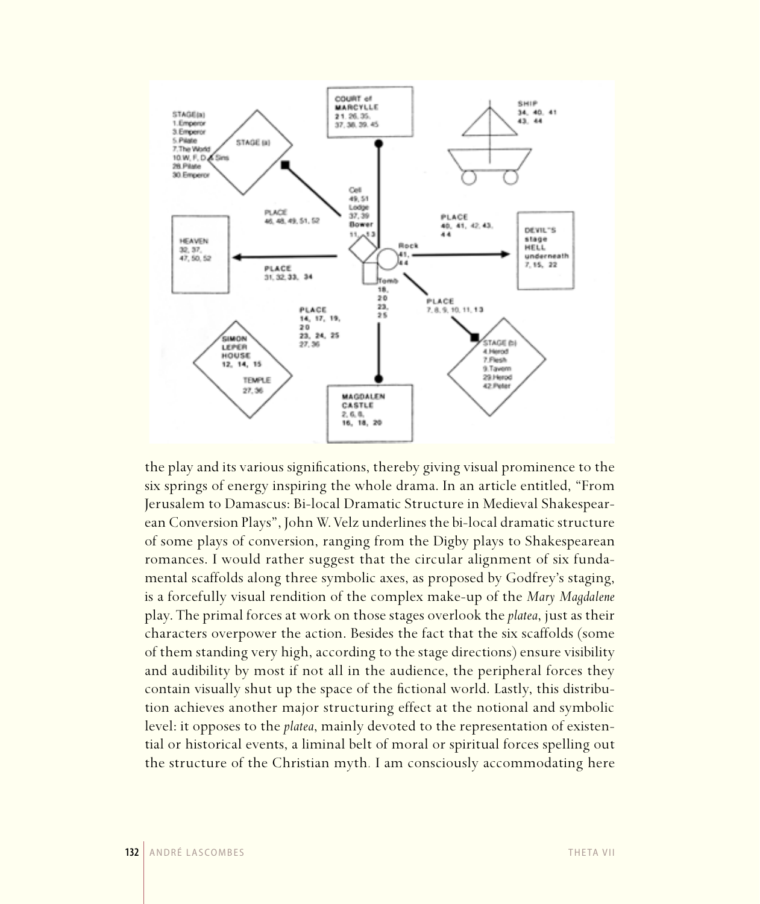the play and its various significations, thereby giving visual prominence to the six springs of energy inspiring the whole drama. In an article entitled, "From Jerusalem to Damascus: Bi-local Dramatic Structure in Medieval Shakespearean Conversion Plays", John W. Velz underlines the bi-local dramatic structure of some plays of conversion, ranging from the Digby plays to Shakespearean romances. I would rather suggest that the circular alignment of six fundamental scaffolds along three symbolic axes, as proposed by Godfrey's staging, is a forcefully visual rendition of the complex make-up of the *Mary Magdalene* play. The primal forces at work on those stages overlook the *platea*, just as their characters overpower the action. Besides the fact that the six scaffolds (some of them standing very high, according to the stage directions) ensure visibility and audibility by most if not all in the audience, the peripheral forces they contain visually shut up the space of the fictional world. Lastly, this distribution achieves another major structuring effect at the notional and symbolic level: it opposes to the *platea*, mainly devoted to the representation of existential or historical events, a liminal belt of moral or spiritual forces spelling out the structure of the Christian myth. I am consciously accommodating here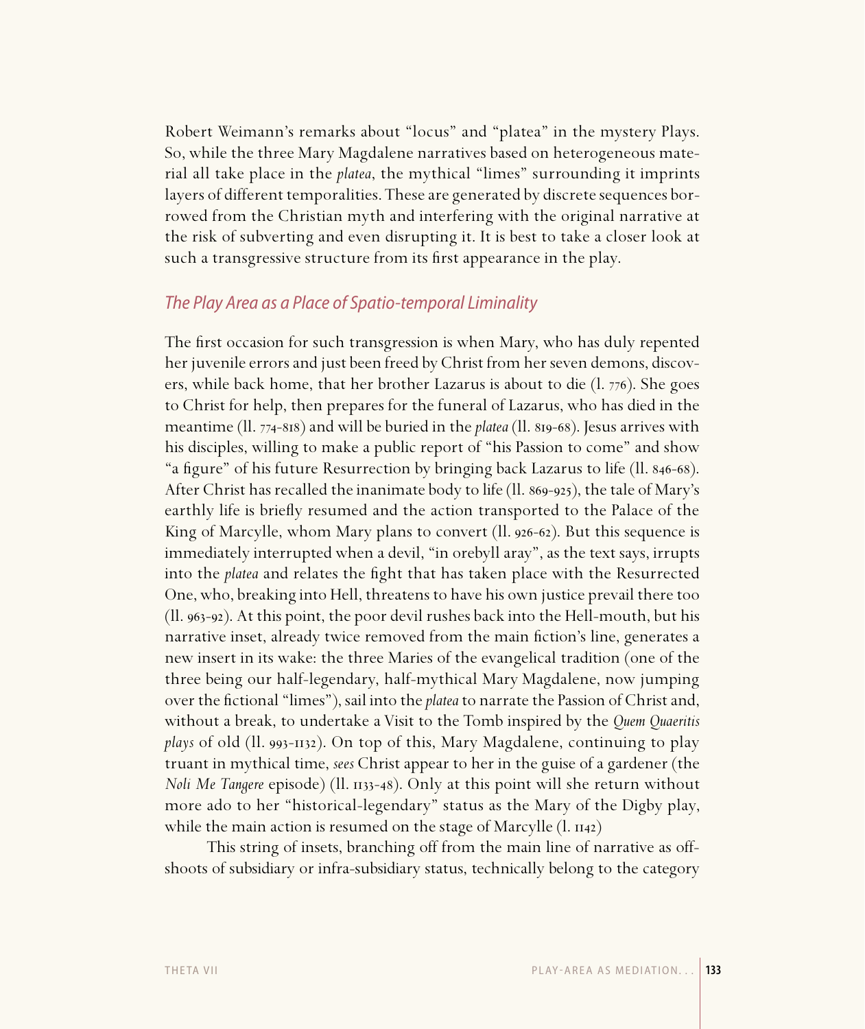Robert Weimann's remarks about "locus" and "platea" in the mystery Plays. So, while the three Mary Magdalene narratives based on heterogeneous material all take place in the *platea*, the mythical "limes" surrounding it imprints layers of different temporalities. These are generated by discrete sequences borrowed from the Christian myth and interfering with the original narrative at the risk of subverting and even disrupting it. It is best to take a closer look at such a transgressive structure from its first appearance in the play.

## *The Play Area as a Place of Spatio-temporal Liminality*

The first occasion for such transgression is when Mary, who has duly repented her juvenile errors and just been freed by Christ from her seven demons, discovers, while back home, that her brother Lazarus is about to die (l. 776). She goes to Christ for help, then prepares for the funeral of Lazarus, who has died in the meantime (ll. 774-818) and will be buried in the *platea* (ll. 819-68). Jesus arrives with his disciples, willing to make a public report of "his Passion to come" and show "a figure" of his future Resurrection by bringing back Lazarus to life (ll. 846-68). After Christ has recalled the inanimate body to life (ll. 869-925), the tale of Mary's earthly life is briefly resumed and the action transported to the Palace of the King of Marcylle, whom Mary plans to convert (ll. 926-62). But this sequence is immediately interrupted when a devil, "in orebyll aray", as the text says, irrupts into the *platea* and relates the fight that has taken place with the Resurrected One, who, breaking into Hell, threatens to have his own justice prevail there too (ll. 963-92). At this point, the poor devil rushes back into the Hell-mouth, but his narrative inset, already twice removed from the main fiction's line, generates a new insert in its wake: the three Maries of the evangelical tradition (one of the three being our half-legendary, half-mythical Mary Magdalene, now jumping over the fictional "limes"), sail into the *platea* to narrate the Passion of Christ and, without a break, to undertake a Visit to the Tomb inspired by the *Quem Quaeritis plays* of old (ll. 993-1132). On top of this, Mary Magdalene, continuing to play truant in mythical time, *sees* Christ appear to her in the guise of a gardener (the *Noli Me Tangere* episode) (ll. 1133-48). Only at this point will she return without more ado to her "historical-legendary" status as the Mary of the Digby play, while the main action is resumed on the stage of Marcylle (l. 1142)

This string of insets, branching off from the main line of narrative as offshoots of subsidiary or infra-subsidiary status, technically belong to the category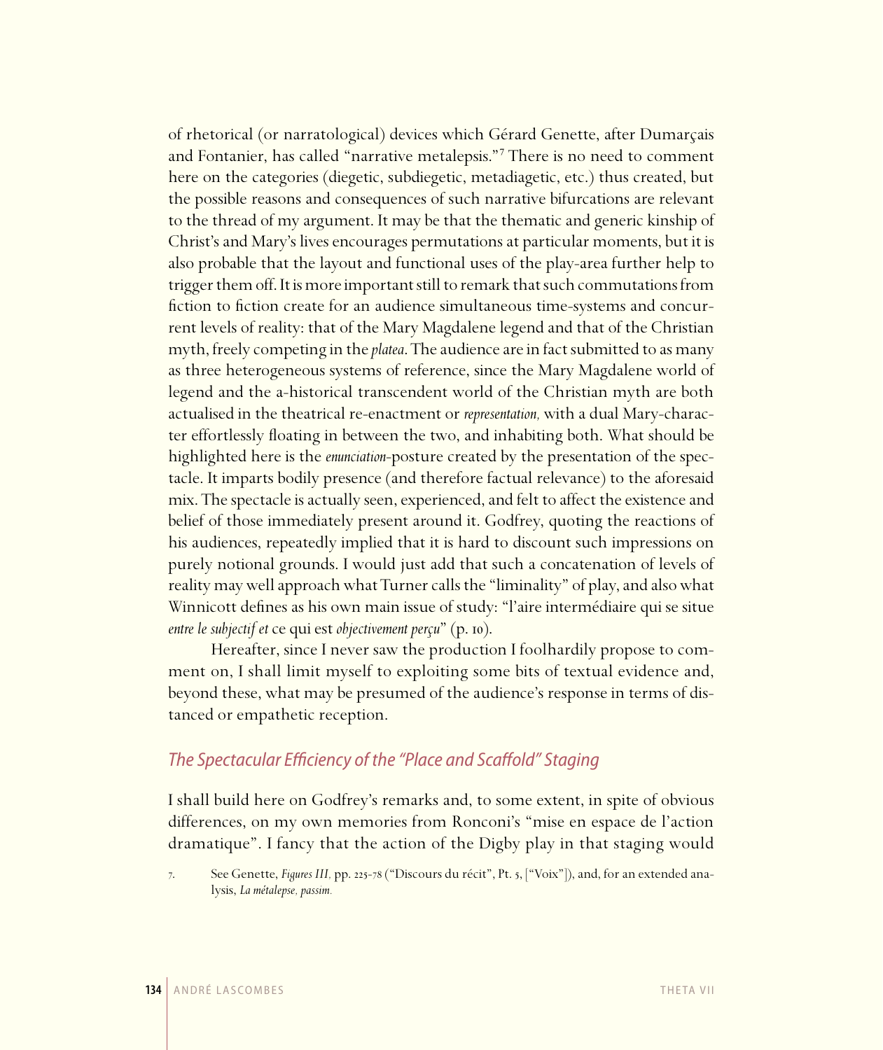of rhetorical (or narratological) devices which Gérard Genette, after Dumarçais and Fontanier, has called "narrative metalepsis."[7] There is no need to comment here on the categories (diegetic, subdiegetic, metadiagetic, etc.) thus created, but the possible reasons and consequences of such narrative bifurcations are relevant to the thread of my argument. It may be that the thematic and generic kinship of Christ's and Mary's lives encourages permutations at particular moments, but it is also probable that the layout and functional uses of the play-area further help to trigger them off. It is more important still to remark that such commutations from fiction to fiction create for an audience simultaneous time-systems and concurrent levels of reality: that of the Mary Magdalene legend and that of the Christian myth, freely competing in the *platea*. The audience are in fact submitted to as many as three heterogeneous systems of reference, since the Mary Magdalene world of legend and the a-historical transcendent world of the Christian myth are both actualised in the theatrical re-enactment or *representation,* with a dual Mary-character effortlessly floating in between the two, and inhabiting both. What should be highlighted here is the *enunciation*-posture created by the presentation of the spectacle. It imparts bodily presence (and therefore factual relevance) to the aforesaid mix. The spectacle is actually seen, experienced, and felt to affect the existence and belief of those immediately present around it. Godfrey, quoting the reactions of his audiences, repeatedly implied that it is hard to discount such impressions on purely notional grounds. I would just add that such a concatenation of levels of reality may well approach what Turner calls the "liminality" of play, and also what Winnicott defines as his own main issue of study: "l'aire intermédiaire qui se situe *entre le subjectif et* ce qui est *objectivement perçu*" (p. 10).

Hereafter, since I never saw the production I foolhardily propose to comment on, I shall limit myself to exploiting some bits of textual evidence and, beyond these, what may be presumed of the audience's response in terms of distanced or empathetic reception.

## *The Spectacular Efficiency of the "Place and Scaffold" Staging*

I shall build here on Godfrey's remarks and, to some extent, in spite of obvious differences, on my own memories from Ronconi's "mise en espace de l'action dramatique". I fancy that the action of the Digby play in that staging would

7. See Genette, *Figures III,* pp. 225-78 ("Discours du récit", Pt. 5, ["Voix"]), and, for an extended analysis, *La métalepse, passim.*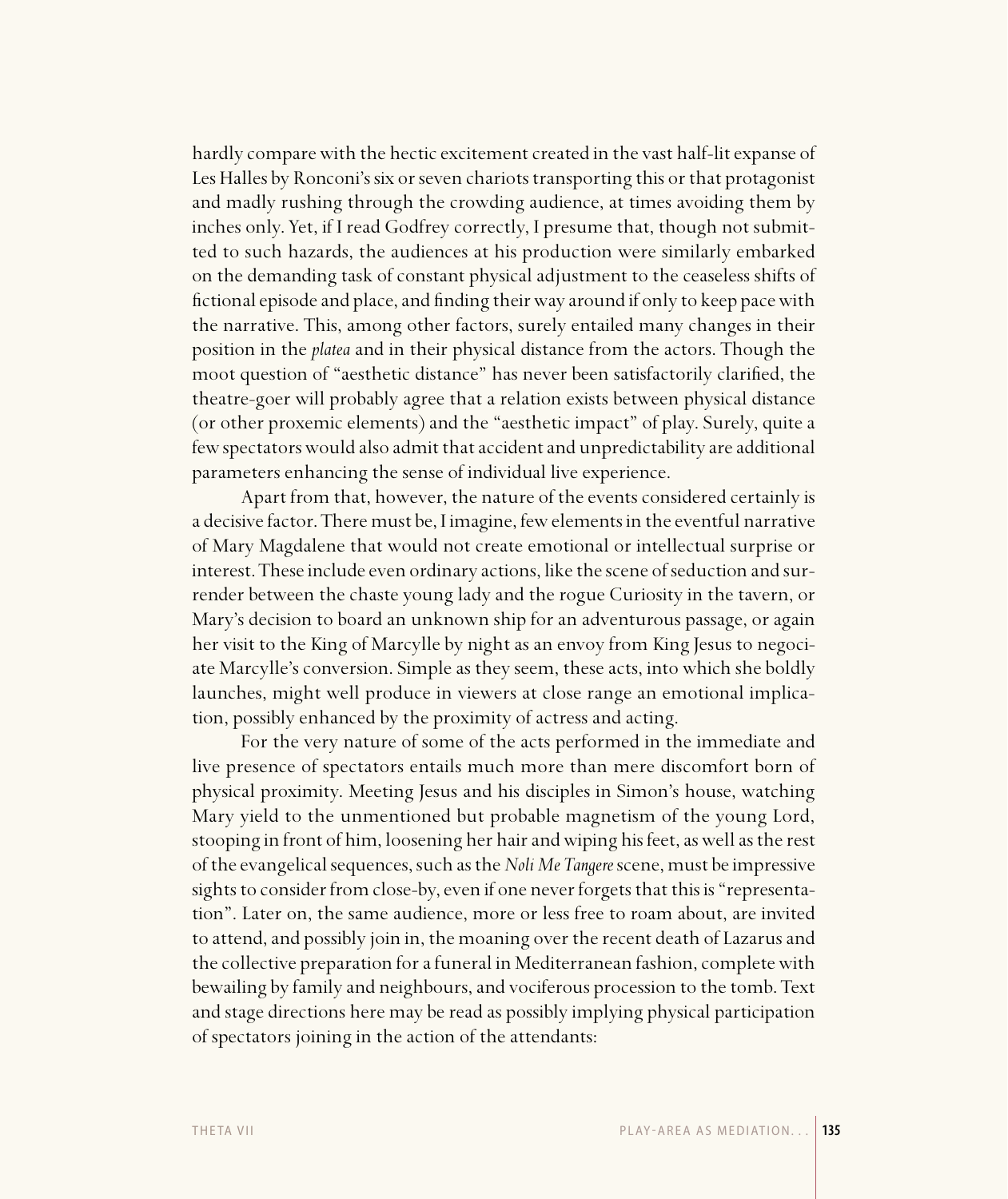hardly compare with the hectic excitement created in the vast half-lit expanse of Les Halles by Ronconi's six or seven chariots transporting this or that protagonist and madly rushing through the crowding audience, at times avoiding them by inches only. Yet, if I read Godfrey correctly, I presume that, though not submitted to such hazards, the audiences at his production were similarly embarked on the demanding task of constant physical adjustment to the ceaseless shifts of fictional episode and place, and finding their way around if only to keep pace with the narrative. This, among other factors, surely entailed many changes in their position in the *platea* and in their physical distance from the actors. Though the moot question of "aesthetic distance" has never been satisfactorily clarified, the theatre-goer will probably agree that a relation exists between physical distance (or other proxemic elements) and the "aesthetic impact" of play. Surely, quite a few spectators would also admit that accident and unpredictability are additional parameters enhancing the sense of individual live experience.

Apart from that, however, the nature of the events considered certainly is a decisive factor. There must be, I imagine, few elements in the eventful narrative of Mary Magdalene that would not create emotional or intellectual surprise or interest. These include even ordinary actions, like the scene of seduction and surrender between the chaste young lady and the rogue Curiosity in the tavern, or Mary's decision to board an unknown ship for an adventurous passage, or again her visit to the King of Marcylle by night as an envoy from King Jesus to negociate Marcylle's conversion. Simple as they seem, these acts, into which she boldly launches, might well produce in viewers at close range an emotional implication, possibly enhanced by the proximity of actress and acting.

For the very nature of some of the acts performed in the immediate and live presence of spectators entails much more than mere discomfort born of physical proximity. Meeting Jesus and his disciples in Simon's house, watching Mary yield to the unmentioned but probable magnetism of the young Lord, stooping in front of him, loosening her hair and wiping his feet, as well as the rest of the evangelical sequences, such as the *Noli Me Tangere* scene, must be impressive sights to consider from close-by, even if one never forgets that this is "representation". Later on, the same audience, more or less free to roam about, are invited to attend, and possibly join in, the moaning over the recent death of Lazarus and the collective preparation for a funeral in Mediterranean fashion, complete with bewailing by family and neighbours, and vociferous procession to the tomb. Text and stage directions here may be read as possibly implying physical participation of spectators joining in the action of the attendants: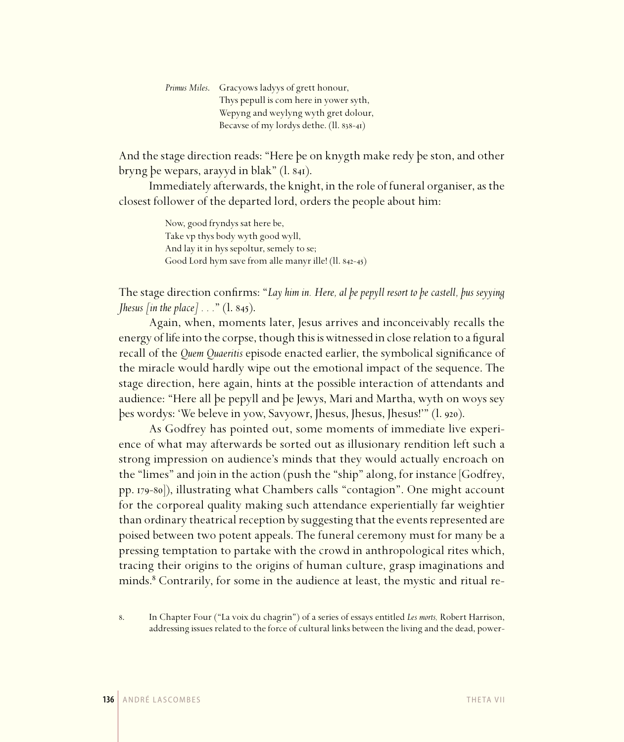*Primus Miles*. Gracyows ladyys of grett honour,
Thys pepull is com here in yower syth,
Wepyng and weylyng wyth gret dolour,
Becavse of my lordys dethe. (ll. 838-41)

And the stage direction reads: "Here þe on knygth make redy þe ston, and other bryng þe wepars, arayyd in blak" (l. 841).

Immediately afterwards, the knight, in the role of funeral organiser, as the closest follower of the departed lord, orders the people about him:

> Now, good fryndys sat here be,
> Take vp thys body wyth good wyll,
> And lay it in hys sepoltur, semely to se;
> Good Lord hym save from alle manyr ille! (ll. 842-45)

The stage direction confirms: "*Lay him in. Here, al þe pepyll resort to þe castell, þus seyying Jhesus [in the place] . . .*" (l. 845).

Again, when, moments later, Jesus arrives and inconceivably recalls the energy of life into the corpse, though this is witnessed in close relation to a figural recall of the *Quem Quaeritis* episode enacted earlier, the symbolical significance of the miracle would hardly wipe out the emotional impact of the sequence. The stage direction, here again, hints at the possible interaction of attendants and audience: "Here all þe pepyll and þe Jewys, Mari and Martha, wyth on woys sey þes wordys: 'We beleve in yow, Savyowr, Jhesus, Jhesus, Jhesus!'" (l. 920).

As Godfrey has pointed out, some moments of immediate live experience of what may afterwards be sorted out as illusionary rendition left such a strong impression on audience's minds that they would actually encroach on the "limes" and join in the action (push the "ship" along, for instance [Godfrey, pp. 179-80]), illustrating what Chambers calls "contagion". One might account for the corporeal quality making such attendance experientially far weightier than ordinary theatrical reception by suggesting that the events represented are poised between two potent appeals. The funeral ceremony must for many be a pressing temptation to partake with the crowd in anthropological rites which, tracing their origins to the origins of human culture, grasp imaginations and minds.[8] Contrarily, for some in the audience at least, the mystic and ritual re-

8. In Chapter Four ("La voix du chagrin") of a series of essays entitled *Les morts,* Robert Harrison, addressing issues related to the force of cultural links between the living and the dead, power-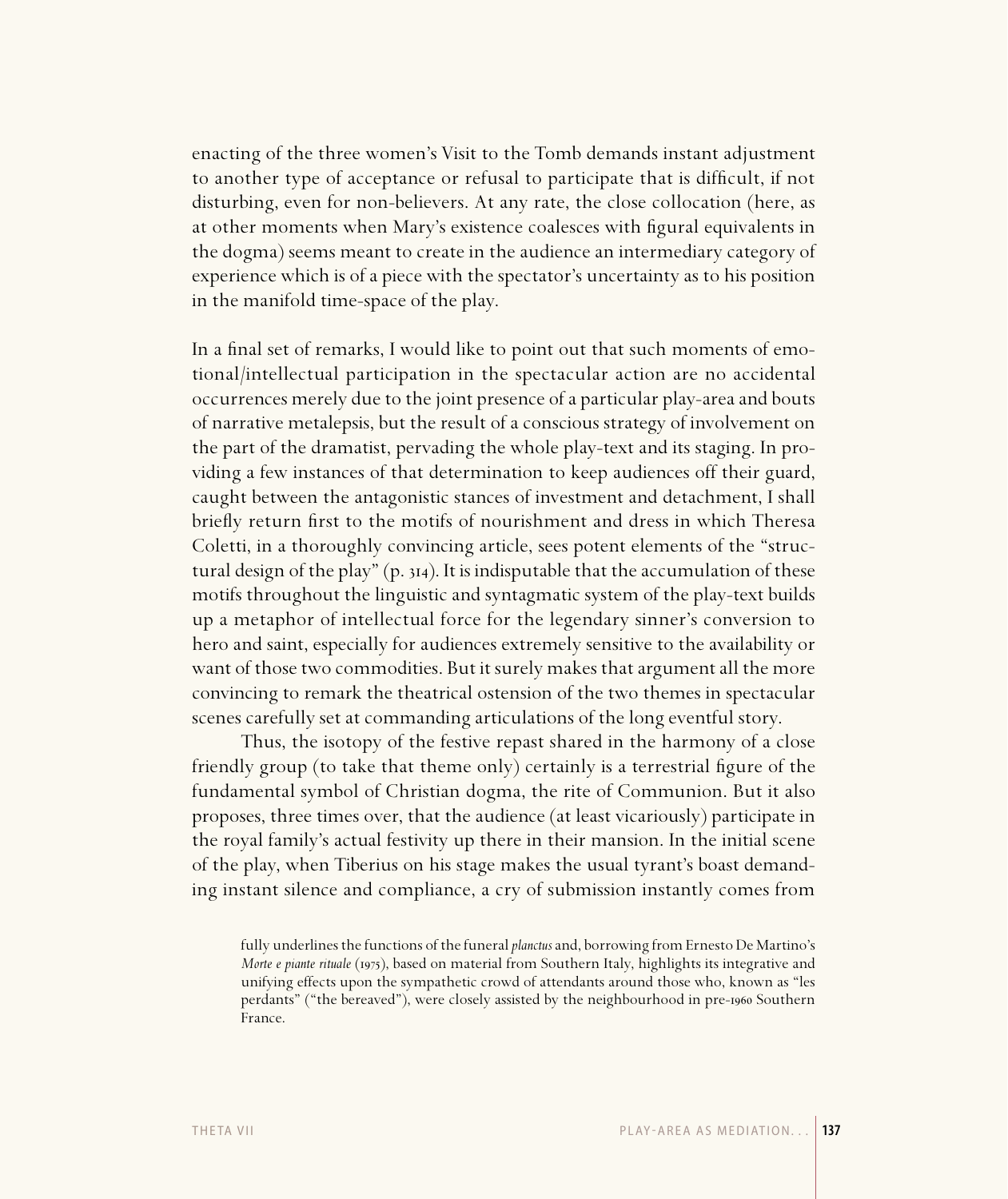enacting of the three women's Visit to the Tomb demands instant adjustment to another type of acceptance or refusal to participate that is difficult, if not disturbing, even for non-believers. At any rate, the close collocation (here, as at other moments when Mary's existence coalesces with figural equivalents in the dogma) seems meant to create in the audience an intermediary category of experience which is of a piece with the spectator's uncertainty as to his position in the manifold time-space of the play.

In a final set of remarks, I would like to point out that such moments of emotional/intellectual participation in the spectacular action are no accidental occurrences merely due to the joint presence of a particular play-area and bouts of narrative metalepsis, but the result of a conscious strategy of involvement on the part of the dramatist, pervading the whole play-text and its staging. In providing a few instances of that determination to keep audiences off their guard, caught between the antagonistic stances of investment and detachment, I shall briefly return first to the motifs of nourishment and dress in which Theresa Coletti, in a thoroughly convincing article, sees potent elements of the "structural design of the play" (p. 314). It is indisputable that the accumulation of these motifs throughout the linguistic and syntagmatic system of the play-text builds up a metaphor of intellectual force for the legendary sinner's conversion to hero and saint, especially for audiences extremely sensitive to the availability or want of those two commodities. But it surely makes that argument all the more convincing to remark the theatrical ostension of the two themes in spectacular scenes carefully set at commanding articulations of the long eventful story.

Thus, the isotopy of the festive repast shared in the harmony of a close friendly group (to take that theme only) certainly is a terrestrial figure of the fundamental symbol of Christian dogma, the rite of Communion. But it also proposes, three times over, that the audience (at least vicariously) participate in the royal family's actual festivity up there in their mansion. In the initial scene of the play, when Tiberius on his stage makes the usual tyrant's boast demanding instant silence and compliance, a cry of submission instantly comes from

fully underlines the functions of the funeral *planctus* and, borrowing from Ernesto De Martino's *Morte e piante rituale* (1975), based on material from Southern Italy, highlights its integrative and unifying effects upon the sympathetic crowd of attendants around those who, known as "les perdants" ("the bereaved"), were closely assisted by the neighbourhood in pre-1960 Southern France.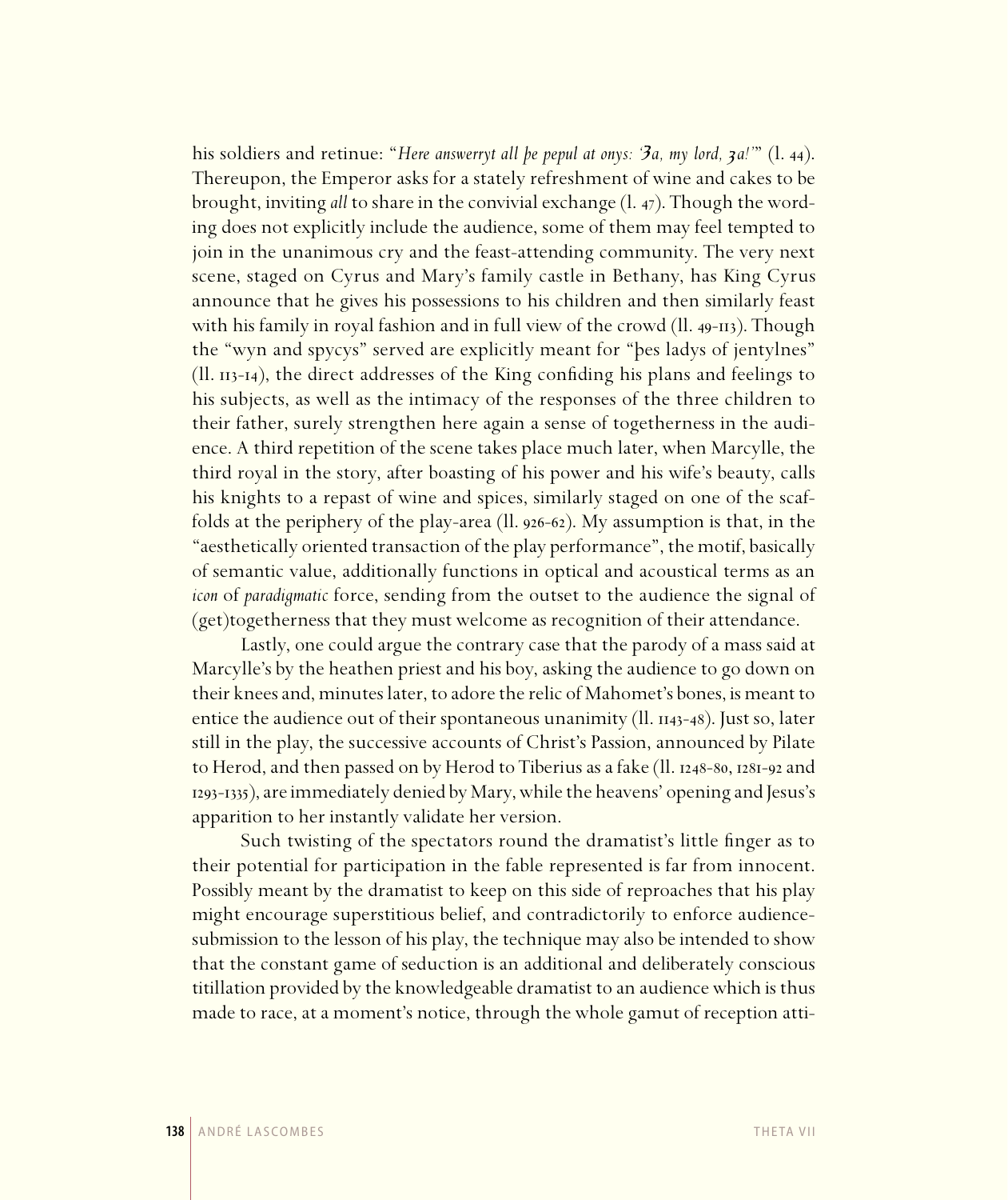his soldiers and retinue: "*Here answerryt all þe pepul at onys: 'Ȝa, my lord, ȝa!'*" (l. 44). Thereupon, the Emperor asks for a stately refreshment of wine and cakes to be brought, inviting *all* to share in the convivial exchange (l. 47). Though the wording does not explicitly include the audience, some of them may feel tempted to join in the unanimous cry and the feast-attending community. The very next scene, staged on Cyrus and Mary's family castle in Bethany, has King Cyrus announce that he gives his possessions to his children and then similarly feast with his family in royal fashion and in full view of the crowd (ll. 49-113). Though the "wyn and spycys" served are explicitly meant for "þes ladys of jentylnes" (ll. 113-14), the direct addresses of the King confiding his plans and feelings to his subjects, as well as the intimacy of the responses of the three children to their father, surely strengthen here again a sense of togetherness in the audience. A third repetition of the scene takes place much later, when Marcylle, the third royal in the story, after boasting of his power and his wife's beauty, calls his knights to a repast of wine and spices, similarly staged on one of the scaffolds at the periphery of the play-area (ll. 926-62). My assumption is that, in the "aesthetically oriented transaction of the play performance", the motif, basically of semantic value, additionally functions in optical and acoustical terms as an *icon* of *paradigmatic* force, sending from the outset to the audience the signal of (get)togetherness that they must welcome as recognition of their attendance.

Lastly, one could argue the contrary case that the parody of a mass said at Marcylle's by the heathen priest and his boy, asking the audience to go down on their knees and, minutes later, to adore the relic of Mahomet's bones, is meant to entice the audience out of their spontaneous unanimity (ll. 1143-48). Just so, later still in the play, the successive accounts of Christ's Passion, announced by Pilate to Herod, and then passed on by Herod to Tiberius as a fake (ll. 1248-80, 1281-92 and 1293-1335), are immediately denied by Mary, while the heavens' opening and Jesus's apparition to her instantly validate her version.

Such twisting of the spectators round the dramatist's little finger as to their potential for participation in the fable represented is far from innocent. Possibly meant by the dramatist to keep on this side of reproaches that his play might encourage superstitious belief, and contradictorily to enforce audience-submission to the lesson of his play, the technique may also be intended to show that the constant game of seduction is an additional and deliberately conscious titillation provided by the knowledgeable dramatist to an audience which is thus made to race, at a moment's notice, through the whole gamut of reception atti-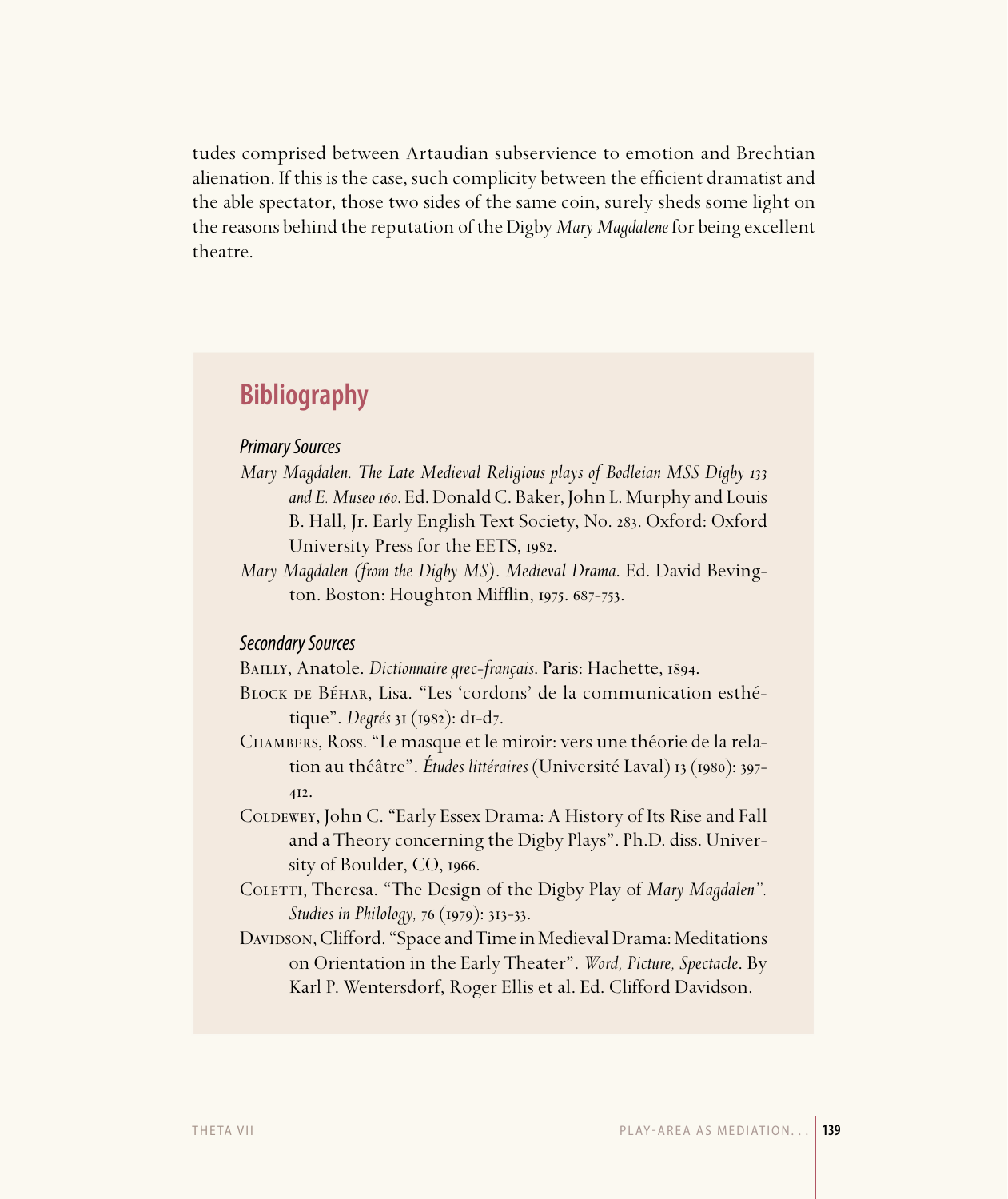tudes comprised between Artaudian subservience to emotion and Brechtian alienation. If this is the case, such complicity between the efficient dramatist and the able spectator, those two sides of the same coin, surely sheds some light on the reasons behind the reputation of the Digby *Mary Magdalene* for being excellent theatre.

## Bibliography

### *Primary Sources*

*Mary Magdalen. The Late Medieval Religious plays of Bodleian MSS Digby 133 and E. Museo 160*. Ed. Donald C. Baker, John L. Murphy and Louis B. Hall, Jr. Early English Text Society, No. 283. Oxford: Oxford University Press for the EETS, 1982.

*Mary Magdalen (from the Digby MS)*. *Medieval Drama*. Ed. David Bevington. Boston: Houghton Mifflin, 1975. 687-753.

### *Secondary Sources*

Bailly, Anatole. *Dictionnaire grec-français*. Paris: Hachette, 1894.

Block de Béhar, Lisa. "Les 'cordons' de la communication esthétique". *Degrés* 31 (1982): d1-d7.

Chambers, Ross. "Le masque et le miroir: vers une théorie de la relation au théâtre". *Études littéraires* (Université Laval) 13 (1980): 397-412.

Coldewey, John C. "Early Essex Drama: A History of Its Rise and Fall and a Theory concerning the Digby Plays". Ph.D. diss. University of Boulder, CO, 1966.

Coletti, Theresa. "The Design of the Digby Play of *Mary Magdalen*". *Studies in Philology,* 76 (1979): 313-33.

Davidson, Clifford. "Space and Time in Medieval Drama: Meditations on Orientation in the Early Theater". *Word, Picture, Spectacle*. By Karl P. Wentersdorf, Roger Ellis et al. Ed. Clifford Davidson.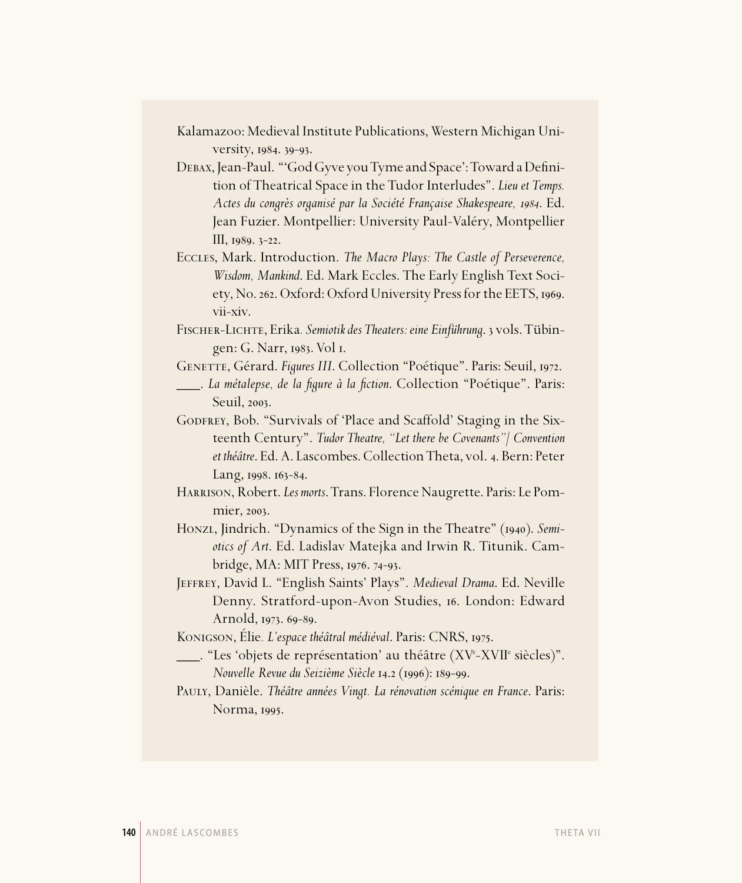Kalamazoo: Medieval Institute Publications, Western Michigan University, 1984. 39-93.

Debax, Jean-Paul. "'God Gyve you Tyme and Space': Toward a Definition of Theatrical Space in the Tudor Interludes". *Lieu et Temps. Actes du congrès organisé par la Société Française Shakespeare, 1984*. Ed. Jean Fuzier. Montpellier: University Paul-Valéry, Montpellier III, 1989. 3-22.

Eccles, Mark. Introduction. *The Macro Plays: The Castle of Perseverence, Wisdom, Mankind*. Ed. Mark Eccles. The Early English Text Society, No. 262. Oxford: Oxford University Press for the EETS, 1969. vii-xiv.

Fischer-Lichte, Erika. *Semiotik des Theaters: eine Einführung*. 3 vols. Tübingen: G. Narr, 1983. Vol 1.

Genette, Gérard. *Figures III*. Collection "Poétique". Paris: Seuil, 1972.

\_\_\_\_. *La métalepse, de la figure à la fiction*. Collection "Poétique". Paris: Seuil, 2003.

Godfrey, Bob. "Survivals of 'Place and Scaffold' Staging in the Sixteenth Century". *Tudor Theatre, "Let there be Covenants"/ Convention et théâtre*. Ed. A. Lascombes. Collection Theta, vol. 4. Bern: Peter Lang, 1998. 163-84.

Harrison, Robert. *Les morts*. Trans. Florence Naugrette. Paris: Le Pommier, 2003.

Honzl, Jindrich. "Dynamics of the Sign in the Theatre" (1940). *Semiotics of Art*. Ed. Ladislav Matejka and Irwin R. Titunik. Cambridge, MA: MIT Press, 1976. 74-93.

Jeffrey, David L. "English Saints' Plays". *Medieval Drama*. Ed. Neville Denny. Stratford-upon-Avon Studies, 16. London: Edward Arnold, 1973. 69-89.

Konigson, Élie. *L'espace théâtral médiéval*. Paris: CNRS, 1975.

\_\_\_\_. "Les 'objets de représentation' au théâtre (XV[e]-XVII[e] siècles)". *Nouvelle Revue du Seizième Siècle* 14.2 (1996): 189-99.

Pauly, Danièle. *Théâtre années Vingt. La rénovation scénique en France*. Paris: Norma, 1995.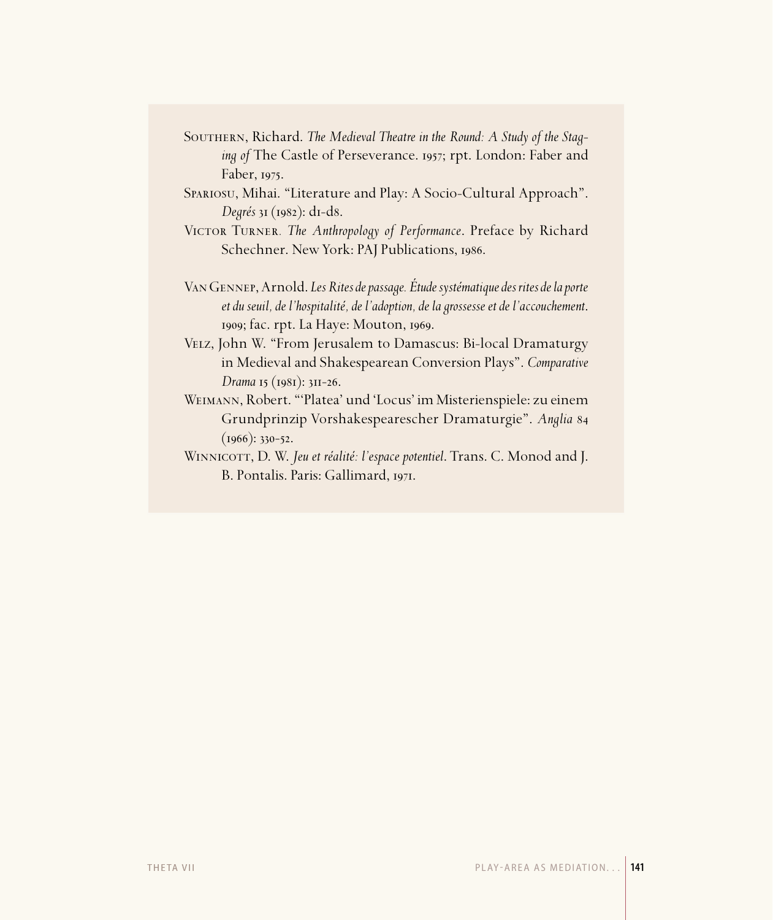Southern, Richard. *The Medieval Theatre in the Round: A Study of the Staging of* The Castle of Perseverance. 1957; rpt. London: Faber and Faber, 1975.

Spariosu, Mihai. "Literature and Play: A Socio-Cultural Approach". *Degrés* 31 (1982): d1-d8.

Victor Turner. *The Anthropology of Performance*. Preface by Richard Schechner. New York: PAJ Publications, 1986.

Van Gennep, Arnold. *Les Rites de passage. Étude systématique des rites de la porte et du seuil, de l'hospitalité, de l'adoption, de la grossesse et de l'accouchement*. 1909; fac. rpt. La Haye: Mouton, 1969.

Velz, John W. "From Jerusalem to Damascus: Bi-local Dramaturgy in Medieval and Shakespearean Conversion Plays". *Comparative Drama* 15 (1981): 311-26.

Weimann, Robert. "'Platea' und 'Locus' im Misterienspiele: zu einem Grundprinzip Vorshakespearescher Dramaturgie". *Anglia* 84 (1966): 330-52.

Winnicott, D. W. *Jeu et réalité: l'espace potentiel*. Trans. C. Monod and J. B. Pontalis. Paris: Gallimard, 1971.